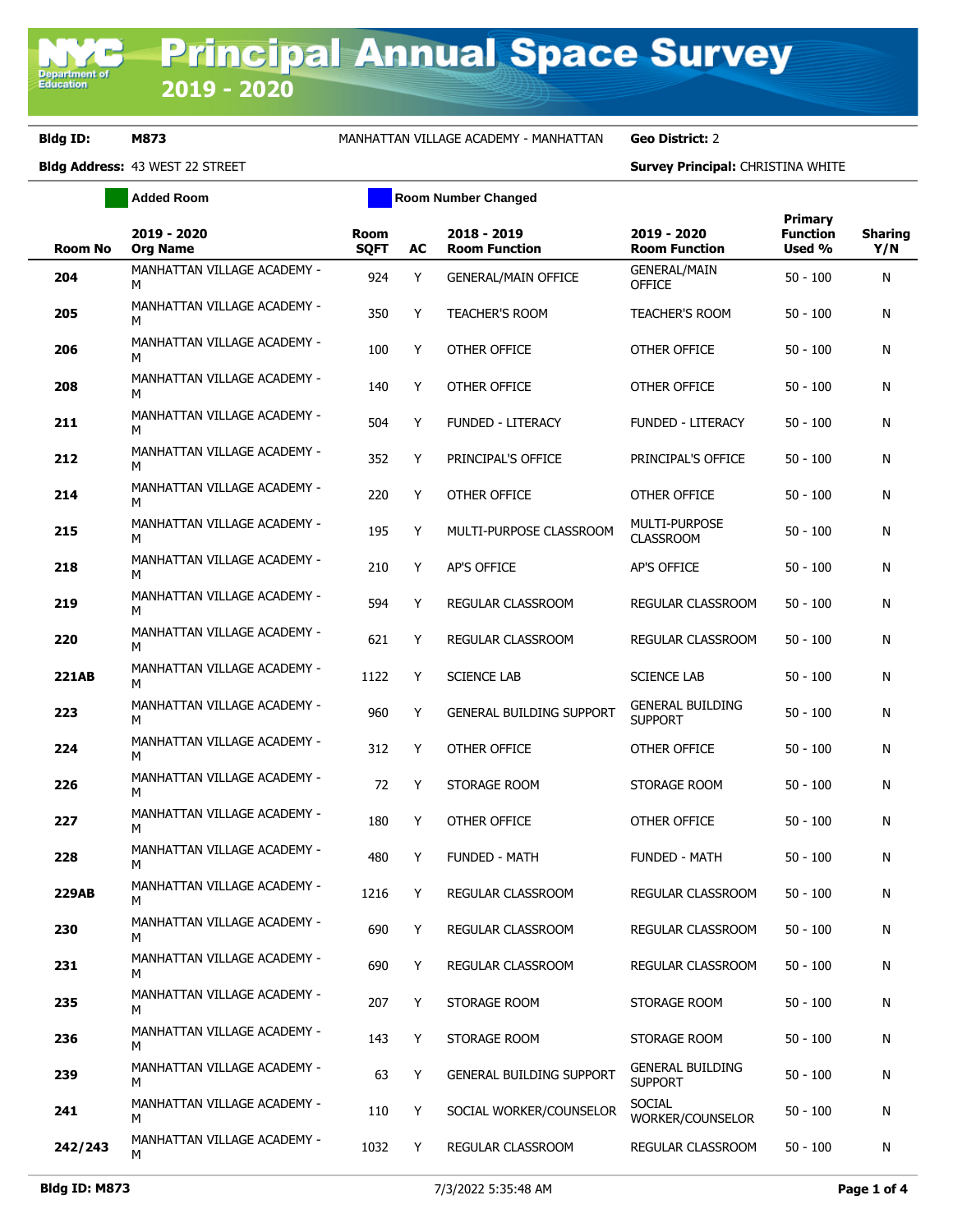# Principal Annual Space Survey 2019 - 2020

**Bldg ID:** M873 MANHATTAN VILLAGE ACADEMY - MANHATTAN **Geo District:** 2

**Bldg Address:** 43 WEST 22 STREET **Survey Principal:** CHRISTINA WHITE

Added Room | Room Number Changed

| Room No | 2019 - 2020 Org Name | Room SQFT | AC | 2018 - 2019 Room Function | 2019 - 2020 Room Function | Primary Function Used % | Sharing Y/N |
|---|---|---|---|---|---|---|---|
| 204 | MANHATTAN VILLAGE ACADEMY - M | 924 | Y | GENERAL/MAIN OFFICE | GENERAL/MAIN OFFICE | 50 - 100 | N |
| 205 | MANHATTAN VILLAGE ACADEMY - M | 350 | Y | TEACHER'S ROOM | TEACHER'S ROOM | 50 - 100 | N |
| 206 | MANHATTAN VILLAGE ACADEMY - M | 100 | Y | OTHER OFFICE | OTHER OFFICE | 50 - 100 | N |
| 208 | MANHATTAN VILLAGE ACADEMY - M | 140 | Y | OTHER OFFICE | OTHER OFFICE | 50 - 100 | N |
| 211 | MANHATTAN VILLAGE ACADEMY - M | 504 | Y | FUNDED - LITERACY | FUNDED - LITERACY | 50 - 100 | N |
| 212 | MANHATTAN VILLAGE ACADEMY - M | 352 | Y | PRINCIPAL'S OFFICE | PRINCIPAL'S OFFICE | 50 - 100 | N |
| 214 | MANHATTAN VILLAGE ACADEMY - M | 220 | Y | OTHER OFFICE | OTHER OFFICE | 50 - 100 | N |
| 215 | MANHATTAN VILLAGE ACADEMY - M | 195 | Y | MULTI-PURPOSE CLASSROOM | MULTI-PURPOSE CLASSROOM | 50 - 100 | N |
| 218 | MANHATTAN VILLAGE ACADEMY - M | 210 | Y | AP'S OFFICE | AP'S OFFICE | 50 - 100 | N |
| 219 | MANHATTAN VILLAGE ACADEMY - M | 594 | Y | REGULAR CLASSROOM | REGULAR CLASSROOM | 50 - 100 | N |
| 220 | MANHATTAN VILLAGE ACADEMY - M | 621 | Y | REGULAR CLASSROOM | REGULAR CLASSROOM | 50 - 100 | N |
| 221AB | MANHATTAN VILLAGE ACADEMY - M | 1122 | Y | SCIENCE LAB | SCIENCE LAB | 50 - 100 | N |
| 223 | MANHATTAN VILLAGE ACADEMY - M | 960 | Y | GENERAL BUILDING SUPPORT | GENERAL BUILDING SUPPORT | 50 - 100 | N |
| 224 | MANHATTAN VILLAGE ACADEMY - M | 312 | Y | OTHER OFFICE | OTHER OFFICE | 50 - 100 | N |
| 226 | MANHATTAN VILLAGE ACADEMY - M | 72 | Y | STORAGE ROOM | STORAGE ROOM | 50 - 100 | N |
| 227 | MANHATTAN VILLAGE ACADEMY - M | 180 | Y | OTHER OFFICE | OTHER OFFICE | 50 - 100 | N |
| 228 | MANHATTAN VILLAGE ACADEMY - M | 480 | Y | FUNDED - MATH | FUNDED - MATH | 50 - 100 | N |
| 229AB | MANHATTAN VILLAGE ACADEMY - M | 1216 | Y | REGULAR CLASSROOM | REGULAR CLASSROOM | 50 - 100 | N |
| 230 | MANHATTAN VILLAGE ACADEMY - M | 690 | Y | REGULAR CLASSROOM | REGULAR CLASSROOM | 50 - 100 | N |
| 231 | MANHATTAN VILLAGE ACADEMY - M | 690 | Y | REGULAR CLASSROOM | REGULAR CLASSROOM | 50 - 100 | N |
| 235 | MANHATTAN VILLAGE ACADEMY - M | 207 | Y | STORAGE ROOM | STORAGE ROOM | 50 - 100 | N |
| 236 | MANHATTAN VILLAGE ACADEMY - M | 143 | Y | STORAGE ROOM | STORAGE ROOM | 50 - 100 | N |
| 239 | MANHATTAN VILLAGE ACADEMY - M | 63 | Y | GENERAL BUILDING SUPPORT | GENERAL BUILDING SUPPORT | 50 - 100 | N |
| 241 | MANHATTAN VILLAGE ACADEMY - M | 110 | Y | SOCIAL WORKER/COUNSELOR | SOCIAL WORKER/COUNSELOR | 50 - 100 | N |
| 242/243 | MANHATTAN VILLAGE ACADEMY - M | 1032 | Y | REGULAR CLASSROOM | REGULAR CLASSROOM | 50 - 100 | N |

7/3/2022 5:35:48 AM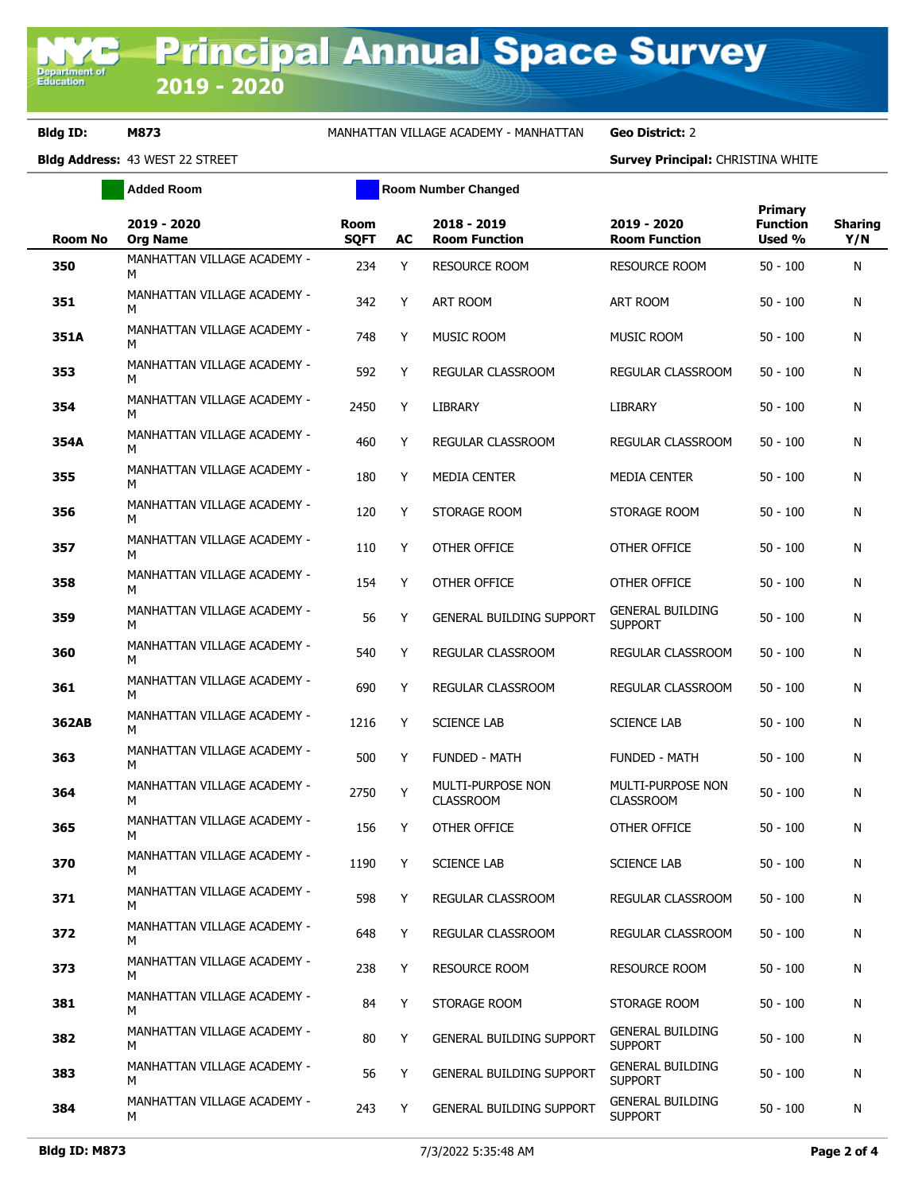# Principal Annual Space Survey 2019 - 2020

**Bldg ID:** M873 MANHATTAN VILLAGE ACADEMY - MANHATTAN **Geo District:** 2

**Bldg Address:** 43 WEST 22 STREET **Survey Principal:** CHRISTINA WHITE

Added Room | Room Number Changed

| Room No | 2019 - 2020 Org Name | Room SQFT | AC | 2018 - 2019 Room Function | 2019 - 2020 Room Function | Primary Function Used % | Sharing Y/N |
|---|---|---|---|---|---|---|---|
| **350** | MANHATTAN VILLAGE ACADEMY - M | 234 | Y | RESOURCE ROOM | RESOURCE ROOM | 50 - 100 | N |
| **351** | MANHATTAN VILLAGE ACADEMY - M | 342 | Y | ART ROOM | ART ROOM | 50 - 100 | N |
| **351A** | MANHATTAN VILLAGE ACADEMY - M | 748 | Y | MUSIC ROOM | MUSIC ROOM | 50 - 100 | N |
| **353** | MANHATTAN VILLAGE ACADEMY - M | 592 | Y | REGULAR CLASSROOM | REGULAR CLASSROOM | 50 - 100 | N |
| **354** | MANHATTAN VILLAGE ACADEMY - M | 2450 | Y | LIBRARY | LIBRARY | 50 - 100 | N |
| **354A** | MANHATTAN VILLAGE ACADEMY - M | 460 | Y | REGULAR CLASSROOM | REGULAR CLASSROOM | 50 - 100 | N |
| **355** | MANHATTAN VILLAGE ACADEMY - M | 180 | Y | MEDIA CENTER | MEDIA CENTER | 50 - 100 | N |
| **356** | MANHATTAN VILLAGE ACADEMY - M | 120 | Y | STORAGE ROOM | STORAGE ROOM | 50 - 100 | N |
| **357** | MANHATTAN VILLAGE ACADEMY - M | 110 | Y | OTHER OFFICE | OTHER OFFICE | 50 - 100 | N |
| **358** | MANHATTAN VILLAGE ACADEMY - M | 154 | Y | OTHER OFFICE | OTHER OFFICE | 50 - 100 | N |
| **359** | MANHATTAN VILLAGE ACADEMY - M | 56 | Y | GENERAL BUILDING SUPPORT | GENERAL BUILDING SUPPORT | 50 - 100 | N |
| **360** | MANHATTAN VILLAGE ACADEMY - M | 540 | Y | REGULAR CLASSROOM | REGULAR CLASSROOM | 50 - 100 | N |
| **361** | MANHATTAN VILLAGE ACADEMY - M | 690 | Y | REGULAR CLASSROOM | REGULAR CLASSROOM | 50 - 100 | N |
| **362AB** | MANHATTAN VILLAGE ACADEMY - M | 1216 | Y | SCIENCE LAB | SCIENCE LAB | 50 - 100 | N |
| **363** | MANHATTAN VILLAGE ACADEMY - M | 500 | Y | FUNDED - MATH | FUNDED - MATH | 50 - 100 | N |
| **364** | MANHATTAN VILLAGE ACADEMY - M | 2750 | Y | MULTI-PURPOSE NON CLASSROOM | MULTI-PURPOSE NON CLASSROOM | 50 - 100 | N |
| **365** | MANHATTAN VILLAGE ACADEMY - M | 156 | Y | OTHER OFFICE | OTHER OFFICE | 50 - 100 | N |
| **370** | MANHATTAN VILLAGE ACADEMY - M | 1190 | Y | SCIENCE LAB | SCIENCE LAB | 50 - 100 | N |
| **371** | MANHATTAN VILLAGE ACADEMY - M | 598 | Y | REGULAR CLASSROOM | REGULAR CLASSROOM | 50 - 100 | N |
| **372** | MANHATTAN VILLAGE ACADEMY - M | 648 | Y | REGULAR CLASSROOM | REGULAR CLASSROOM | 50 - 100 | N |
| **373** | MANHATTAN VILLAGE ACADEMY - M | 238 | Y | RESOURCE ROOM | RESOURCE ROOM | 50 - 100 | N |
| **381** | MANHATTAN VILLAGE ACADEMY - M | 84 | Y | STORAGE ROOM | STORAGE ROOM | 50 - 100 | N |
| **382** | MANHATTAN VILLAGE ACADEMY - M | 80 | Y | GENERAL BUILDING SUPPORT | GENERAL BUILDING SUPPORT | 50 - 100 | N |
| **383** | MANHATTAN VILLAGE ACADEMY - M | 56 | Y | GENERAL BUILDING SUPPORT | GENERAL BUILDING SUPPORT | 50 - 100 | N |
| **384** | MANHATTAN VILLAGE ACADEMY - M | 243 | Y | GENERAL BUILDING SUPPORT | GENERAL BUILDING SUPPORT | 50 - 100 | N |

**Bldg ID: M873** 7/3/2022 5:35:48 AM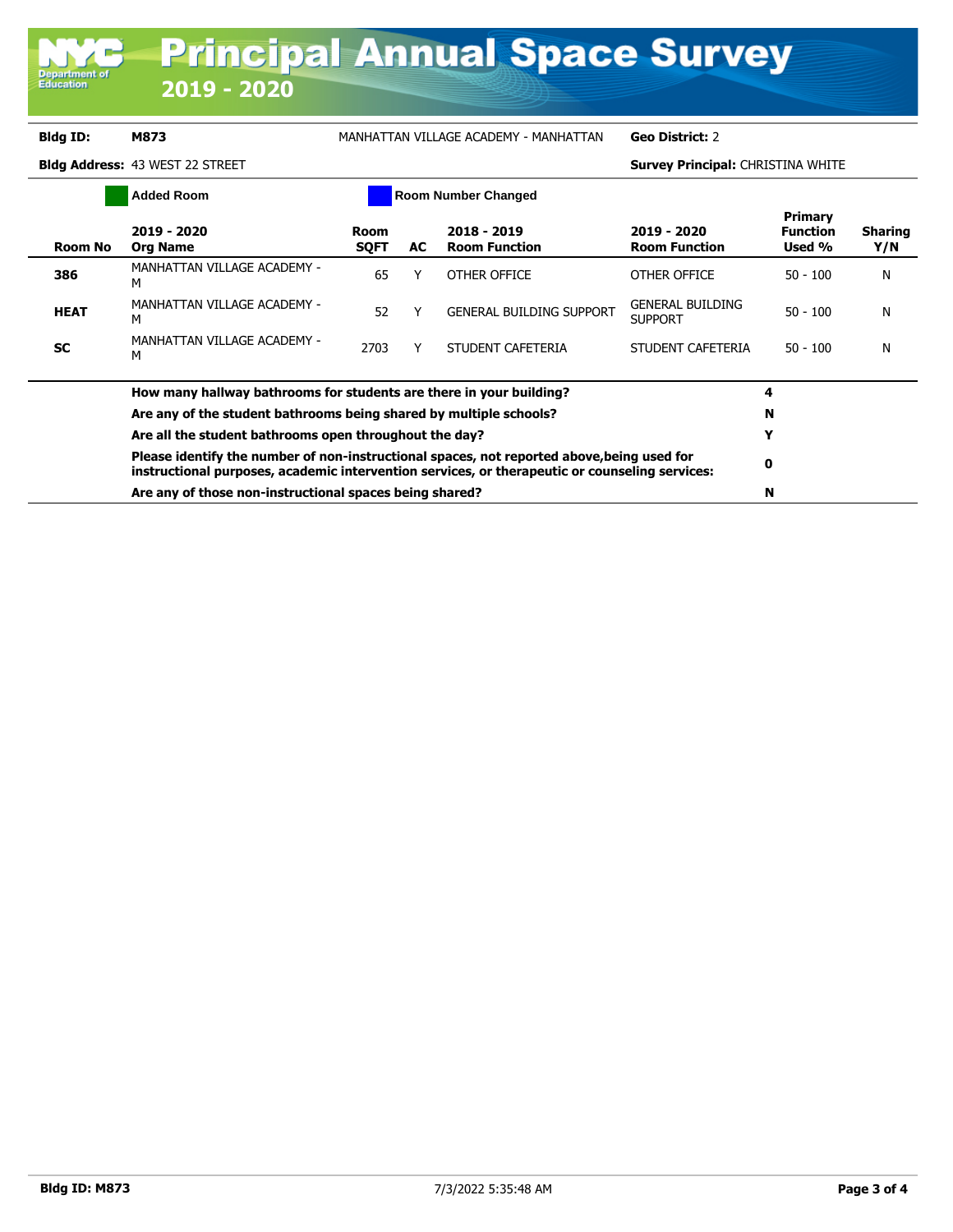# Principal Annual Space Survey 2019 - 2020

**Bldg ID:** M873 MANHATTAN VILLAGE ACADEMY - MANHATTAN **Geo District:** 2

**Bldg Address:** 43 WEST 22 STREET **Survey Principal:** CHRISTINA WHITE

Added Room | Room Number Changed

| Room No | 2019 - 2020 Org Name | Room SQFT | AC | 2018 - 2019 Room Function | 2019 - 2020 Room Function | Primary Function Used % | Sharing Y/N |
|---|---|---|---|---|---|---|---|
| 386 | MANHATTAN VILLAGE ACADEMY - M | 65 | Y | OTHER OFFICE | OTHER OFFICE | 50 - 100 | N |
| HEAT | MANHATTAN VILLAGE ACADEMY - M | 52 | Y | GENERAL BUILDING SUPPORT | GENERAL BUILDING SUPPORT | 50 - 100 | N |
| SC | MANHATTAN VILLAGE ACADEMY - M | 2703 | Y | STUDENT CAFETERIA | STUDENT CAFETERIA | 50 - 100 | N |

| Question | Answer |
|---|---|
| How many hallway bathrooms for students are there in your building? | 4 |
| Are any of the student bathrooms being shared by multiple schools? | N |
| Are all the student bathrooms open throughout the day? | Y |
| Please identify the number of non-instructional spaces, not reported above,being used for instructional purposes, academic intervention services, or therapeutic or counseling services: | 0 |
| Are any of those non-instructional spaces being shared? | N |

**Bldg ID: M873** 7/3/2022 5:35:48 AM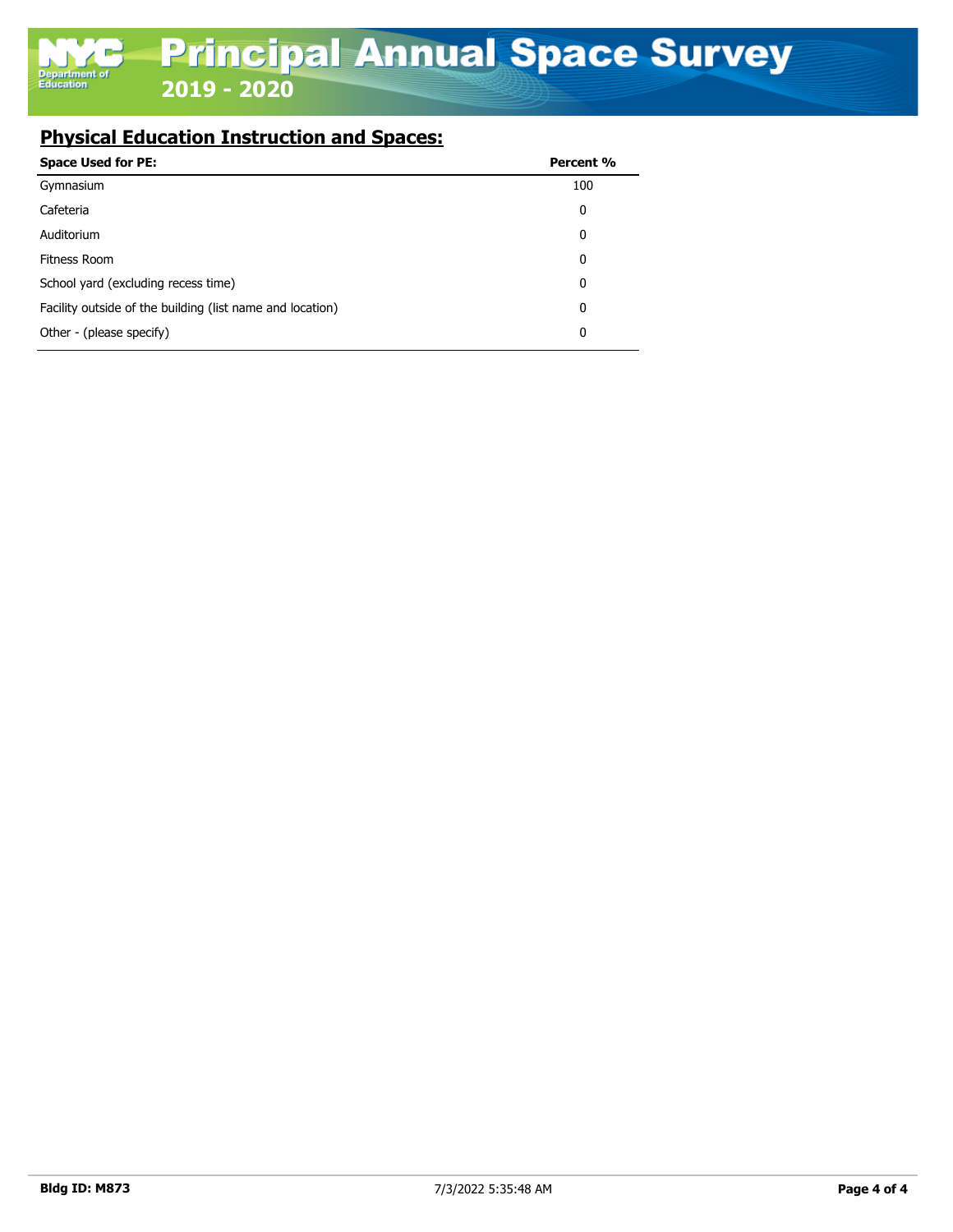## Physical Education Instruction and Spaces:

| Space Used for PE: | Percent % |
|---|---|
| Gymnasium | 100 |
| Cafeteria | 0 |
| Auditorium | 0 |
| Fitness Room | 0 |
| School yard (excluding recess time) | 0 |
| Facility outside of the building (list name and location) | 0 |
| Other - (please specify) | 0 |